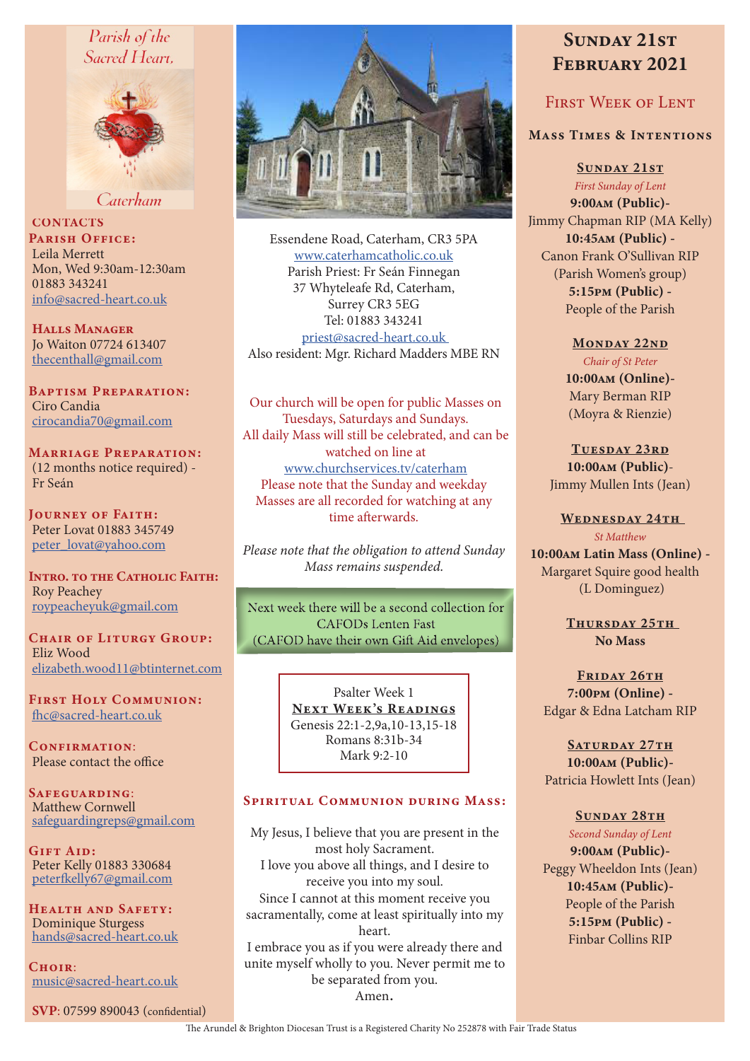# Parish of the Sacred Heart, Caterham

**CONTACTS**

**Parish Office:**
Leila Merrett
Mon, Wed 9:30am-12:30am
01883 343241
info@sacred-heart.co.uk

**Halls Manager**
Jo Waiton 07724 613407
thecenthall@gmail.com

**Baptism Preparation:**
Ciro Candia
cirocandia70@gmail.com

**Marriage Preparation:**
(12 months notice required) - Fr Seán

**Journey of Faith:**
Peter Lovat 01883 345749
peter_lovat@yahoo.com

**Intro. to the Catholic Faith:**
Roy Peachey
roypeacheyuk@gmail.com

**Chair of Liturgy Group:**
Eliz Wood
elizabeth.wood11@btinternet.com

**First Holy Communion:**
fhc@sacred-heart.co.uk

**Confirmation:**
Please contact the office

**Safeguarding:**
Matthew Cornwell
safeguardingreps@gmail.com

**Gift Aid:**
Peter Kelly 01883 330684
peterfkelly67@gmail.com

**Health and Safety:**
Dominique Sturgess
hands@sacred-heart.co.uk

**Choir:**
music@sacred-heart.co.uk

**SVP**: 07599 890043 (confidential)

Essendene Road, Caterham, CR3 5PA
www.caterhamcatholic.co.uk
Parish Priest: Fr Seán Finnegan
37 Whyteleafe Rd, Caterham,
Surrey CR3 5EG
Tel: 01883 343241
priest@sacred-heart.co.uk
Also resident: Mgr. Richard Madders MBE RN

Our church will be open for public Masses on Tuesdays, Saturdays and Sundays.
All daily Mass will still be celebrated, and can be watched on line at
www.churchservices.tv/caterham
Please note that the Sunday and weekday Masses are all recorded for watching at any time afterwards.

*Please note that the obligation to attend Sunday Mass remains suspended.*

Next week there will be a second collection for CAFODs Lenten Fast
(CAFOD have their own Gift Aid envelopes)

Psalter Week 1
**Next Week's Readings**
Genesis 22:1-2,9a,10-13,15-18
Romans 8:31b-34
Mark 9:2-10

## Spiritual Communion during Mass:

My Jesus, I believe that you are present in the most holy Sacrament.
I love you above all things, and I desire to receive you into my soul.
Since I cannot at this moment receive you sacramentally, come at least spiritually into my heart.
I embrace you as if you were already there and unite myself wholly to you. Never permit me to be separated from you.
Amen.

# Sunday 21st February 2021

## First Week of Lent

### Mass Times & Intentions

**Sunday 21st**
*First Sunday of Lent*
**9:00am (Public)**- Jimmy Chapman RIP (MA Kelly)
**10:45am (Public)** - Canon Frank O'Sullivan RIP (Parish Women's group)
**5:15pm (Public)** - People of the Parish

**Monday 22nd**
*Chair of St Peter*
**10:00am (Online)**- Mary Berman RIP (Moyra & Rienzie)

**Tuesday 23rd**
**10:00am (Public)**- Jimmy Mullen Ints (Jean)

**Wednesday 24th**
*St Matthew*
**10:00am Latin Mass (Online)** - Margaret Squire good health (L Dominguez)

**Thursday 25th**
**No Mass**

**Friday 26th**
**7:00pm (Online)** - Edgar & Edna Latcham RIP

**Saturday 27th**
**10:00am (Public)**- Patricia Howlett Ints (Jean)

**Sunday 28th**
*Second Sunday of Lent*
**9:00am (Public)**- Peggy Wheeldon Ints (Jean)
**10:45am (Public)**- People of the Parish
**5:15pm (Public)** - Finbar Collins RIP

The Arundel & Brighton Diocesan Trust is a Registered Charity No 252878 with Fair Trade Status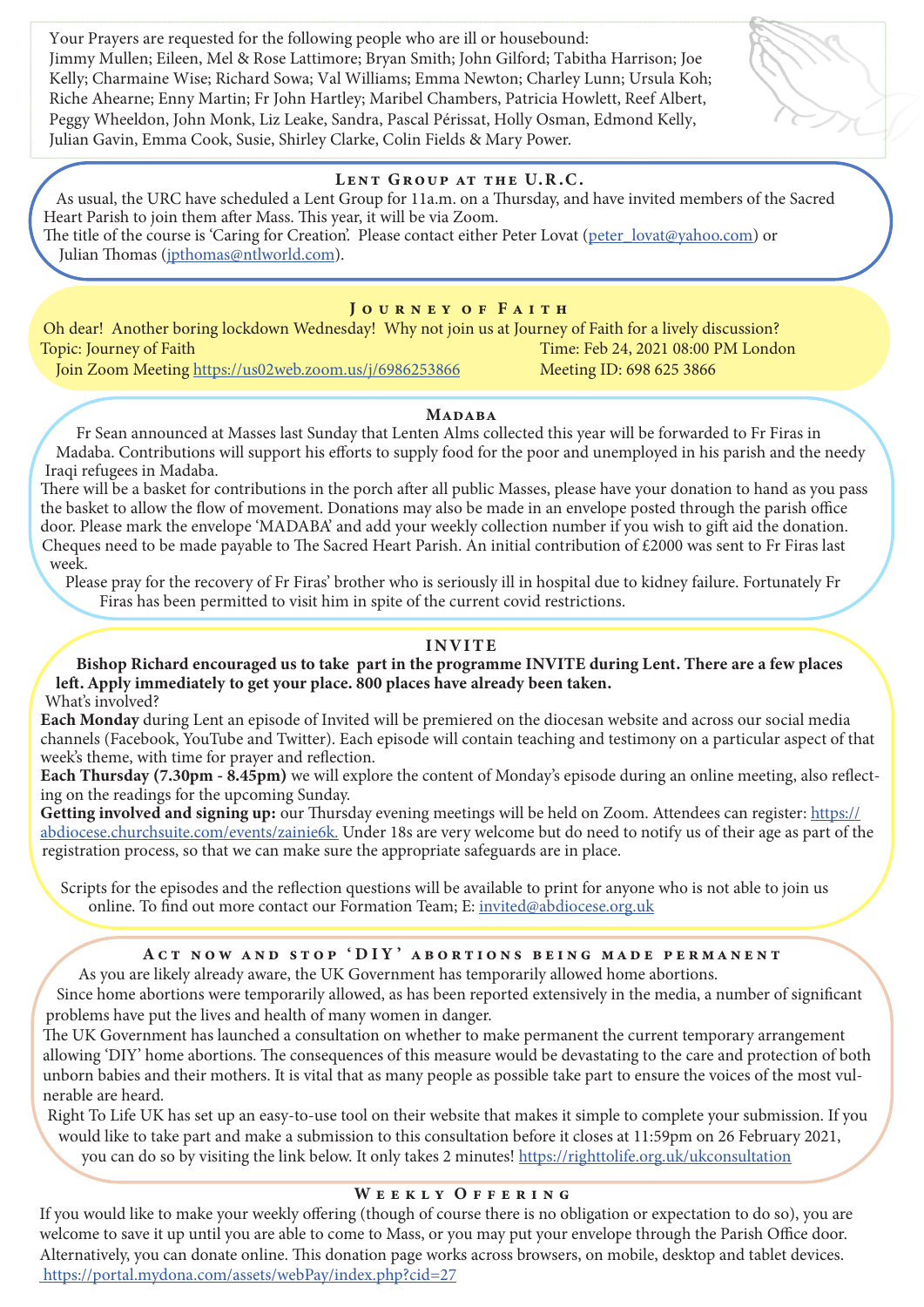Your Prayers are requested for the following people who are ill or housebound:
Jimmy Mullen; Eileen, Mel & Rose Lattimore; Bryan Smith; John Gilford; Tabitha Harrison; Joe Kelly; Charmaine Wise; Richard Sowa; Val Williams; Emma Newton; Charley Lunn; Ursula Koh; Riche Ahearne; Enny Martin; Fr John Hartley; Maribel Chambers, Patricia Howlett, Reef Albert, Peggy Wheeldon, John Monk, Liz Leake, Sandra, Pascal Périssat, Holly Osman, Edmond Kelly, Julian Gavin, Emma Cook, Susie, Shirley Clarke, Colin Fields & Mary Power.

## Lent Group at the U.R.C.

As usual, the URC have scheduled a Lent Group for 11a.m. on a Thursday, and have invited members of the Sacred Heart Parish to join them after Mass. This year, it will be via Zoom.
The title of the course is 'Caring for Creation'. Please contact either Peter Lovat (peter_lovat@yahoo.com) or Julian Thomas (jpthomas@ntlworld.com).

## Journey of Faith

Oh dear! Another boring lockdown Wednesday! Why not join us at Journey of Faith for a lively discussion?
Topic: Journey of Faith
Time: Feb 24, 2021 08:00 PM London
Join Zoom Meeting https://us02web.zoom.us/j/6986253866
Meeting ID: 698 625 3866

## Madaba

Fr Sean announced at Masses last Sunday that Lenten Alms collected this year will be forwarded to Fr Firas in Madaba. Contributions will support his efforts to supply food for the poor and unemployed in his parish and the needy Iraqi refugees in Madaba.
There will be a basket for contributions in the porch after all public Masses, please have your donation to hand as you pass the basket to allow the flow of movement. Donations may also be made in an envelope posted through the parish office door. Please mark the envelope 'MADABA' and add your weekly collection number if you wish to gift aid the donation. Cheques need to be made payable to The Sacred Heart Parish. An initial contribution of £2000 was sent to Fr Firas last week.

Please pray for the recovery of Fr Firas' brother who is seriously ill in hospital due to kidney failure. Fortunately Fr Firas has been permitted to visit him in spite of the current covid restrictions.

## INVITE

**Bishop Richard encouraged us to take part in the programme INVITE during Lent. There are a few places left. Apply immediately to get your place. 800 places have already been taken.**

What's involved?

**Each Monday** during Lent an episode of Invited will be premiered on the diocesan website and across our social media channels (Facebook, YouTube and Twitter). Each episode will contain teaching and testimony on a particular aspect of that week's theme, with time for prayer and reflection.

**Each Thursday (7.30pm - 8.45pm)** we will explore the content of Monday's episode during an online meeting, also reflecting on the readings for the upcoming Sunday.

**Getting involved and signing up:** our Thursday evening meetings will be held on Zoom. Attendees can register: https://abdiocese.churchsuite.com/events/zainie6k. Under 18s are very welcome but do need to notify us of their age as part of the registration process, so that we can make sure the appropriate safeguards are in place.

Scripts for the episodes and the reflection questions will be available to print for anyone who is not able to join us online. To find out more contact our Formation Team; E: invited@abdiocese.org.uk

## Act now and stop 'DIY' abortions being made permanent

As you are likely already aware, the UK Government has temporarily allowed home abortions.
Since home abortions were temporarily allowed, as has been reported extensively in the media, a number of significant problems have put the lives and health of many women in danger.
The UK Government has launched a consultation on whether to make permanent the current temporary arrangement allowing 'DIY' home abortions. The consequences of this measure would be devastating to the care and protection of both unborn babies and their mothers. It is vital that as many people as possible take part to ensure the voices of the most vulnerable are heard.
Right To Life UK has set up an easy-to-use tool on their website that makes it simple to complete your submission. If you would like to take part and make a submission to this consultation before it closes at 11:59pm on 26 February 2021, you can do so by visiting the link below. It only takes 2 minutes! https://righttolife.org.uk/ukconsultation

## Weekly Offering

If you would like to make your weekly offering (though of course there is no obligation or expectation to do so), you are welcome to save it up until you are able to come to Mass, or you may put your envelope through the Parish Office door. Alternatively, you can donate online. This donation page works across browsers, on mobile, desktop and tablet devices.
https://portal.mydona.com/assets/webPay/index.php?cid=27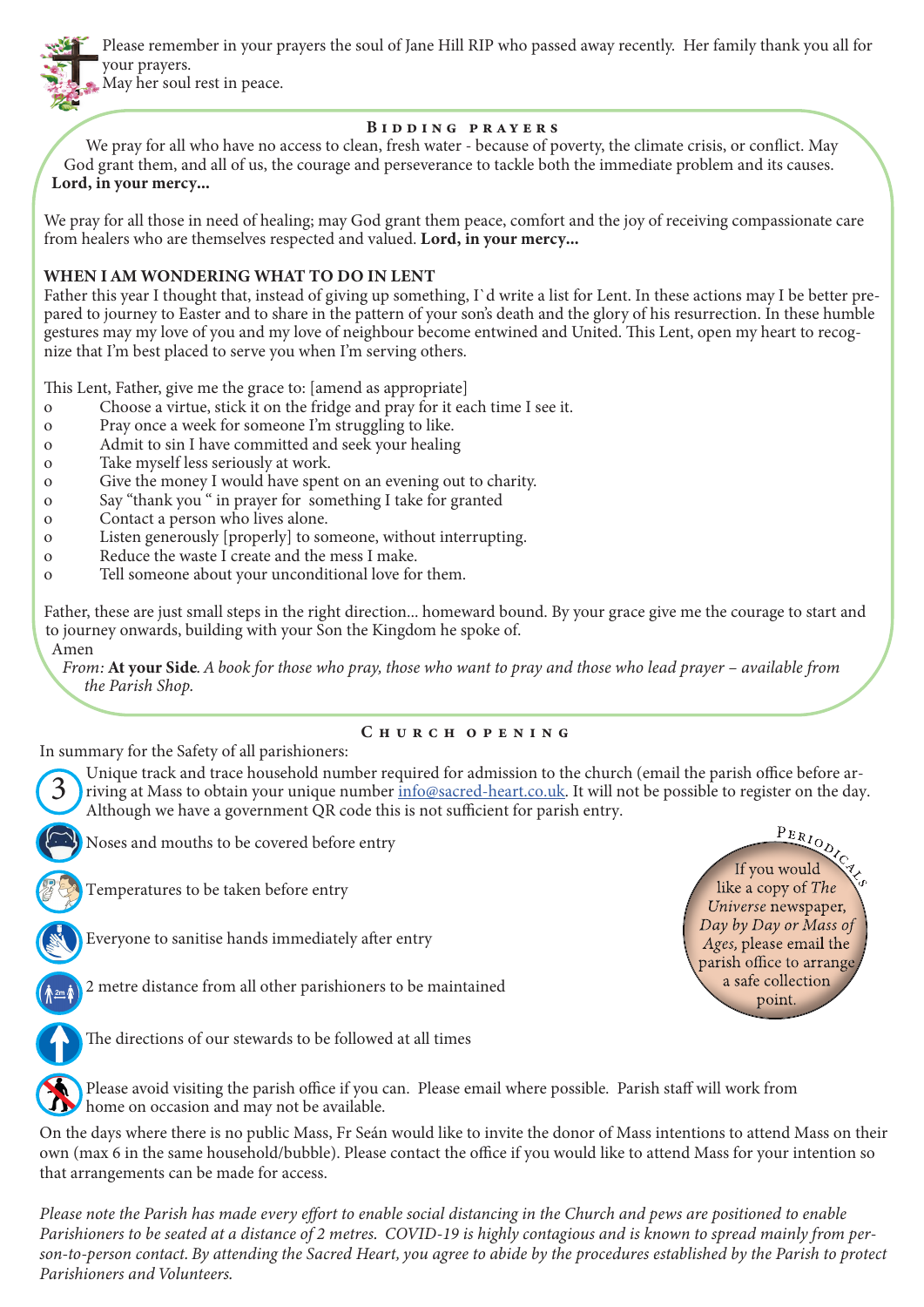Please remember in your prayers the soul of Jane Hill RIP who passed away recently. Her family thank you all for your prayers.
May her soul rest in peace.

## Bidding prayers

We pray for all who have no access to clean, fresh water - because of poverty, the climate crisis, or conflict. May God grant them, and all of us, the courage and perseverance to tackle both the immediate problem and its causes. **Lord, in your mercy...**

We pray for all those in need of healing; may God grant them peace, comfort and the joy of receiving compassionate care from healers who are themselves respected and valued. **Lord, in your mercy...**

**WHEN I AM WONDERING WHAT TO DO IN LENT**

Father this year I thought that, instead of giving up something, I`d write a list for Lent. In these actions may I be better prepared to journey to Easter and to share in the pattern of your son's death and the glory of his resurrection. In these humble gestures may my love of you and my love of neighbour become entwined and United. This Lent, open my heart to recognize that I'm best placed to serve you when I'm serving others.

This Lent, Father, give me the grace to: [amend as appropriate]

- Choose a virtue, stick it on the fridge and pray for it each time I see it.
- Pray once a week for someone I'm struggling to like.
- Admit to sin I have committed and seek your healing
- Take myself less seriously at work.
- Give the money I would have spent on an evening out to charity.
- Say "thank you " in prayer for something I take for granted
- Contact a person who lives alone.
- Listen generously [properly] to someone, without interrupting.
- Reduce the waste I create and the mess I make.
- Tell someone about your unconditional love for them.

Father, these are just small steps in the right direction... homeward bound. By your grace give me the courage to start and to journey onwards, building with your Son the Kingdom he spoke of.
Amen

*From:* **At your Side**. *A book for those who pray, those who want to pray and those who lead prayer – available from the Parish Shop.*

## Church opening

In summary for the Safety of all parishioners:

- Unique track and trace household number required for admission to the church (email the parish office before arriving at Mass to obtain your unique number info@sacred-heart.co.uk. It will not be possible to register on the day. Although we have a government QR code this is not sufficient for parish entry.
- Noses and mouths to be covered before entry
- Temperatures to be taken before entry
- Everyone to sanitise hands immediately after entry
- 2 metre distance from all other parishioners to be maintained
- The directions of our stewards to be followed at all times
- Please avoid visiting the parish office if you can. Please email where possible. Parish staff will work from home on occasion and may not be available.

**Periodicals**

If you would like a copy of *The Universe* newspaper, *Day by Day or Mass of Ages*, please email the parish office to arrange a safe collection point.

On the days where there is no public Mass, Fr Seán would like to invite the donor of Mass intentions to attend Mass on their own (max 6 in the same household/bubble). Please contact the office if you would like to attend Mass for your intention so that arrangements can be made for access.

*Please note the Parish has made every effort to enable social distancing in the Church and pews are positioned to enable Parishioners to be seated at a distance of 2 metres. COVID-19 is highly contagious and is known to spread mainly from person-to-person contact. By attending the Sacred Heart, you agree to abide by the procedures established by the Parish to protect Parishioners and Volunteers.*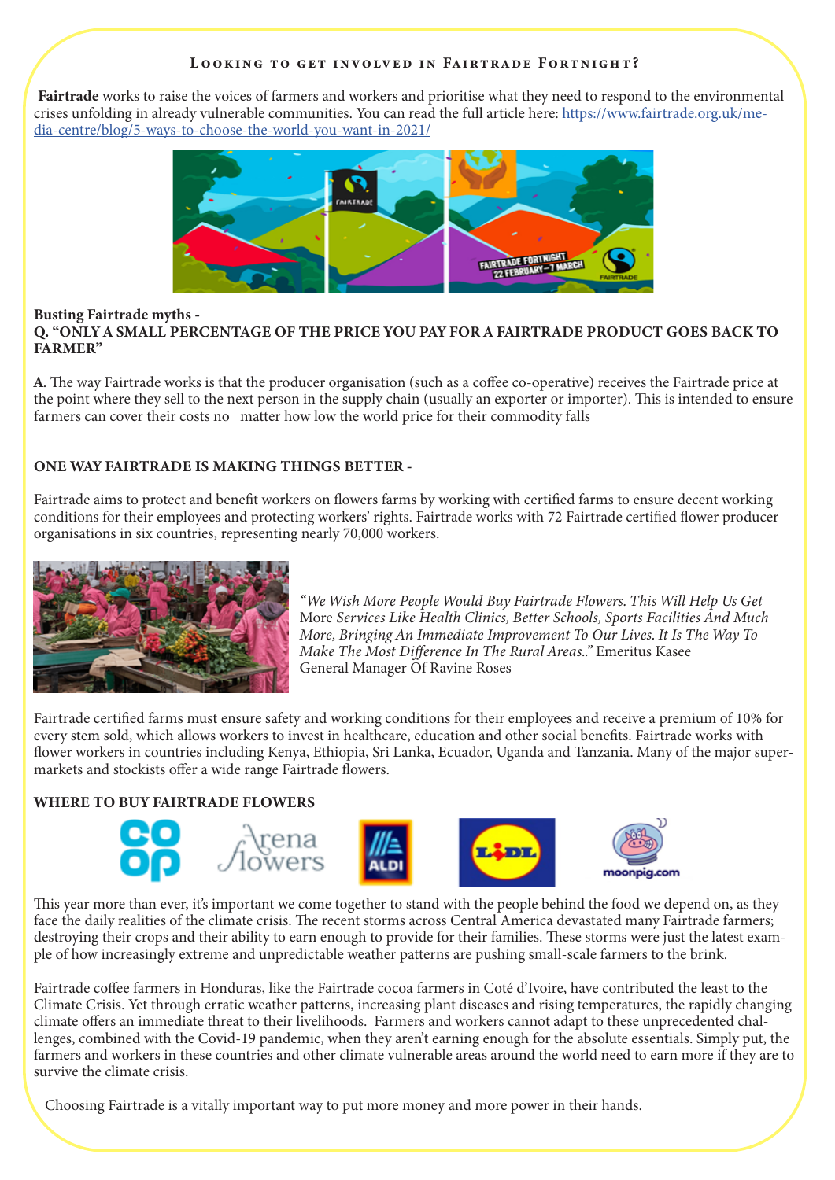### Looking to get involved in Fairtrade Fortnight?

**Fairtrade** works to raise the voices of farmers and workers and prioritise what they need to respond to the environmental crises unfolding in already vulnerable communities. You can read the full article here: https://www.fairtrade.org.uk/media-centre/blog/5-ways-to-choose-the-world-you-want-in-2021/

**Busting Fairtrade myths -**
**Q. "ONLY A SMALL PERCENTAGE OF THE PRICE YOU PAY FOR A FAIRTRADE PRODUCT GOES BACK TO FARMER"**

**A**. The way Fairtrade works is that the producer organisation (such as a coffee co-operative) receives the Fairtrade price at the point where they sell to the next person in the supply chain (usually an exporter or importer). This is intended to ensure farmers can cover their costs no matter how low the world price for their commodity falls

**ONE WAY FAIRTRADE IS MAKING THINGS BETTER -**

Fairtrade aims to protect and benefit workers on flowers farms by working with certified farms to ensure decent working conditions for their employees and protecting workers' rights. Fairtrade works with 72 Fairtrade certified flower producer organisations in six countries, representing nearly 70,000 workers.

*"We Wish More People Would Buy Fairtrade Flowers. This Will Help Us Get* More *Services Like Health Clinics, Better Schools, Sports Facilities And Much More, Bringing An Immediate Improvement To Our Lives. It Is The Way To Make The Most Difference In The Rural Areas.."* Emeritus Kasee General Manager Of Ravine Roses

Fairtrade certified farms must ensure safety and working conditions for their employees and receive a premium of 10% for every stem sold, which allows workers to invest in healthcare, education and other social benefits. Fairtrade works with flower workers in countries including Kenya, Ethiopia, Sri Lanka, Ecuador, Uganda and Tanzania. Many of the major supermarkets and stockists offer a wide range Fairtrade flowers.

**WHERE TO BUY FAIRTRADE FLOWERS**

This year more than ever, it's important we come together to stand with the people behind the food we depend on, as they face the daily realities of the climate crisis. The recent storms across Central America devastated many Fairtrade farmers; destroying their crops and their ability to earn enough to provide for their families. These storms were just the latest example of how increasingly extreme and unpredictable weather patterns are pushing small-scale farmers to the brink.

Fairtrade coffee farmers in Honduras, like the Fairtrade cocoa farmers in Coté d'Ivoire, have contributed the least to the Climate Crisis. Yet through erratic weather patterns, increasing plant diseases and rising temperatures, the rapidly changing climate offers an immediate threat to their livelihoods. Farmers and workers cannot adapt to these unprecedented challenges, combined with the Covid-19 pandemic, when they aren't earning enough for the absolute essentials. Simply put, the farmers and workers in these countries and other climate vulnerable areas around the world need to earn more if they are to survive the climate crisis.

<u>Choosing Fairtrade is a vitally important way to put more money and more power in their hands.</u>